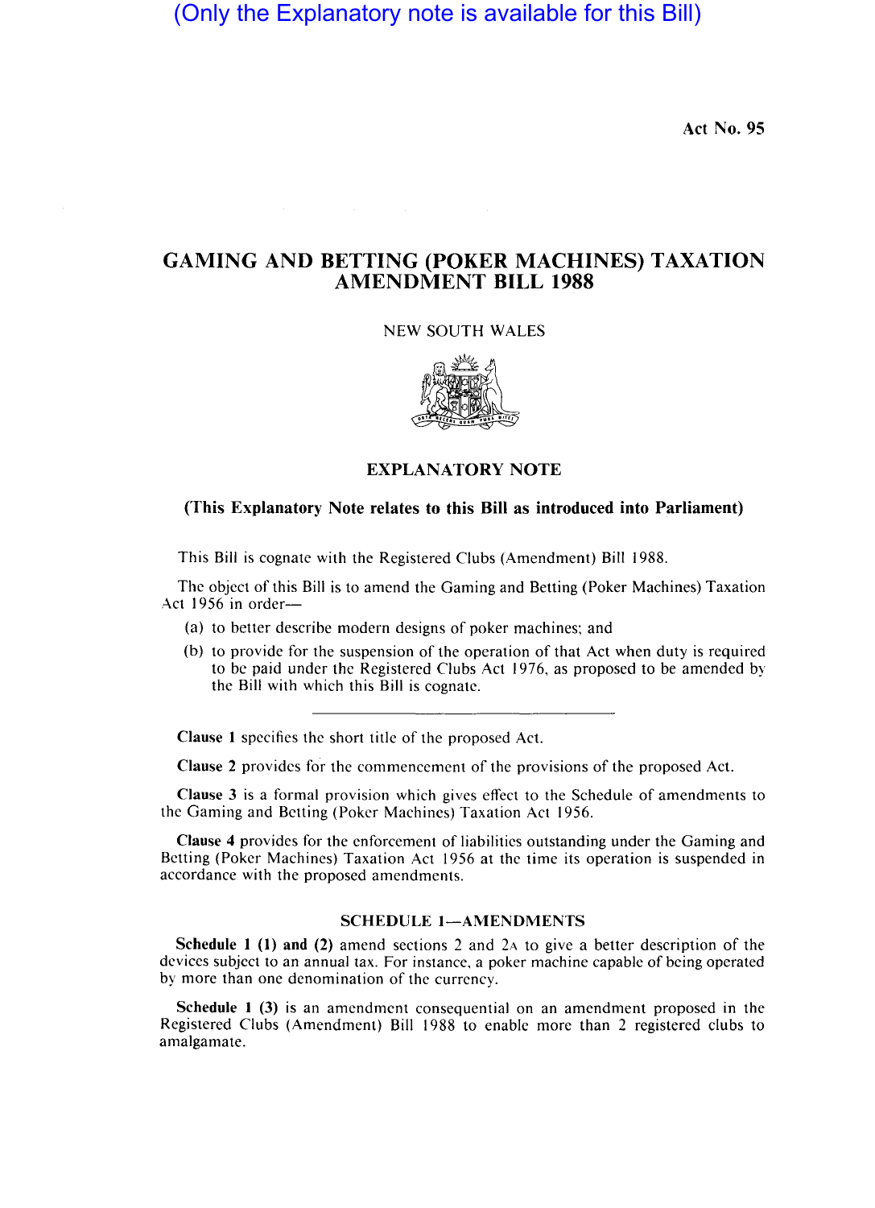(Only the Explanatory note is available for this Bill)

Act No. 95

# GAMING AND BETTING (POKER MACHINES) TAXATION AMENDMENT BILL 1988

NEW SOUTH WALES

## EXPLANATORY NOTE

**(This Explanatory Note relates to this Bill as introduced into Parliament)**

This Bill is cognate with the Registered Clubs (Amendment) Bill 1988.

The object of this Bill is to amend the Gaming and Betting (Poker Machines) Taxation Act 1956 in order—

(a) to better describe modern designs of poker machines; and

(b) to provide for the suspension of the operation of that Act when duty is required to be paid under the Registered Clubs Act 1976, as proposed to be amended by the Bill with which this Bill is cognate.

---

**Clause 1** specifies the short title of the proposed Act.

**Clause 2** provides for the commencement of the provisions of the proposed Act.

**Clause 3** is a formal provision which gives effect to the Schedule of amendments to the Gaming and Betting (Poker Machines) Taxation Act 1956.

**Clause 4** provides for the enforcement of liabilities outstanding under the Gaming and Betting (Poker Machines) Taxation Act 1956 at the time its operation is suspended in accordance with the proposed amendments.

### SCHEDULE 1—AMENDMENTS

**Schedule 1 (1) and (2)** amend sections 2 and 2A to give a better description of the devices subject to an annual tax. For instance, a poker machine capable of being operated by more than one denomination of the currency.

**Schedule 1 (3)** is an amendment consequential on an amendment proposed in the Registered Clubs (Amendment) Bill 1988 to enable more than 2 registered clubs to amalgamate.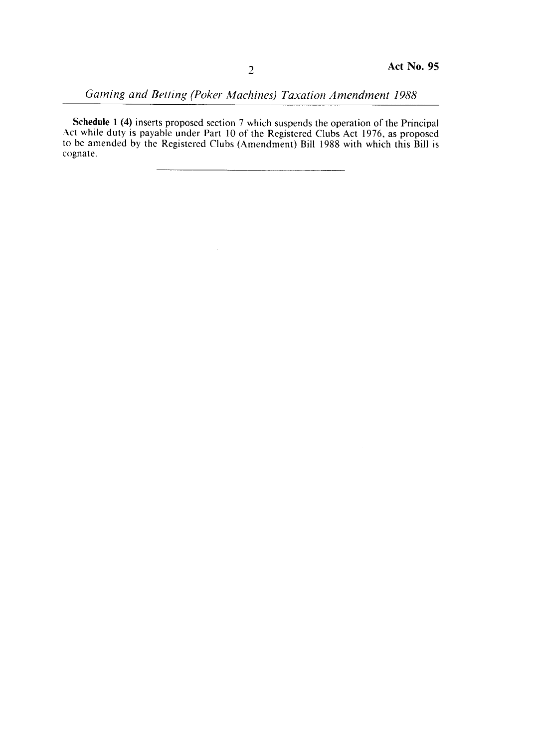**Schedule 1 (4)** inserts proposed section 7 which suspends the operation of the Principal Act while duty is payable under Part 10 of the Registered Clubs Act 1976, as proposed to be amended by the Registered Clubs (Amendment) Bill 1988 with which this Bill is cognate.

---